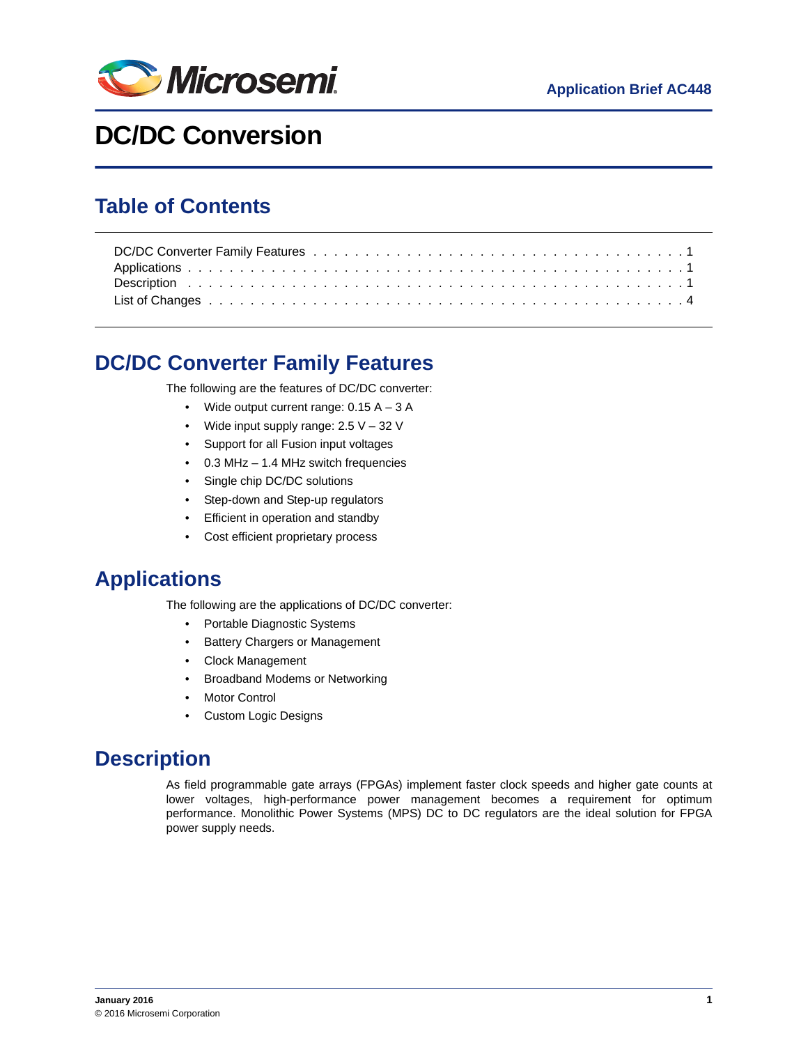Application Brief AC448

# DC/DC Conversion

## Table of Contents

DC/DC Converter Family Features . . . . . . . . . . . . . . . . . . . . . . . . . . . . . . . . . . . . . . . 1
Applications . . . . . . . . . . . . . . . . . . . . . . . . . . . . . . . . . . . . . . . . . . . . . . . . . . . . . 1
Description . . . . . . . . . . . . . . . . . . . . . . . . . . . . . . . . . . . . . . . . . . . . . . . . . . . . . 1
List of Changes . . . . . . . . . . . . . . . . . . . . . . . . . . . . . . . . . . . . . . . . . . . . . . . . . . . 4

## DC/DC Converter Family Features

The following are the features of DC/DC converter:

- Wide output current range: 0.15 A – 3 A
- Wide input supply range: 2.5 V – 32 V
- Support for all Fusion input voltages
- 0.3 MHz – 1.4 MHz switch frequencies
- Single chip DC/DC solutions
- Step-down and Step-up regulators
- Efficient in operation and standby
- Cost efficient proprietary process

## Applications

The following are the applications of DC/DC converter:

- Portable Diagnostic Systems
- Battery Chargers or Management
- Clock Management
- Broadband Modems or Networking
- Motor Control
- Custom Logic Designs

## Description

As field programmable gate arrays (FPGAs) implement faster clock speeds and higher gate counts at lower voltages, high-performance power management becomes a requirement for optimum performance. Monolithic Power Systems (MPS) DC to DC regulators are the ideal solution for FPGA power supply needs.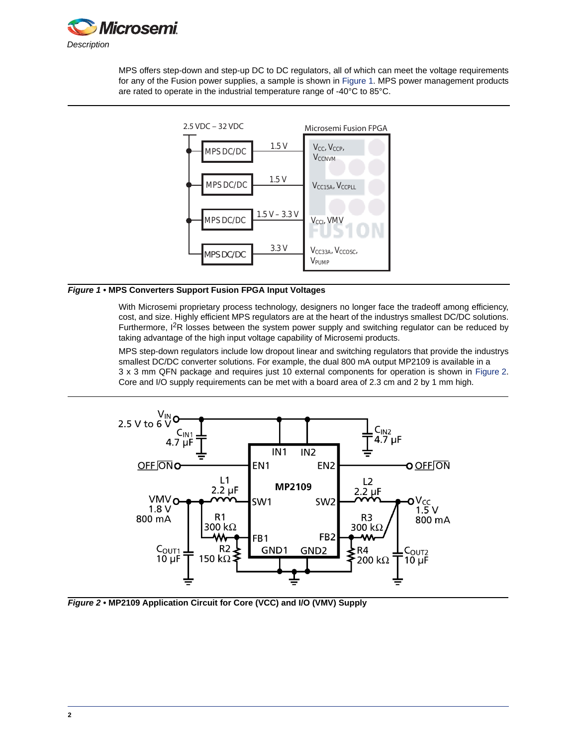MPS offers step-down and step-up DC to DC regulators, all of which can meet the voltage requirements for any of the Fusion power supplies, a sample is shown in Figure 1. MPS power management products are rated to operate in the industrial temperature range of -40°C to 85°C.

***Figure 1*** **• MPS Converters Support Fusion FPGA Input Voltages**

With Microsemi proprietary process technology, designers no longer face the tradeoff among efficiency, cost, and size. Highly efficient MPS regulators are at the heart of the industrys smallest DC/DC solutions. Furthermore, $I^2R$ losses between the system power supply and switching regulator can be reduced by taking advantage of the high input voltage capability of Microsemi products.

MPS step-down regulators include low dropout linear and switching regulators that provide the industrys smallest DC/DC converter solutions. For example, the dual 800 mA output MP2109 is available in a 3 x 3 mm QFN package and requires just 10 external components for operation is shown in Figure 2. Core and I/O supply requirements can be met with a board area of 2.3 cm and 2 by 1 mm high.

***Figure 2*** **• MP2109 Application Circuit for Core (VCC) and I/O (VMV) Supply**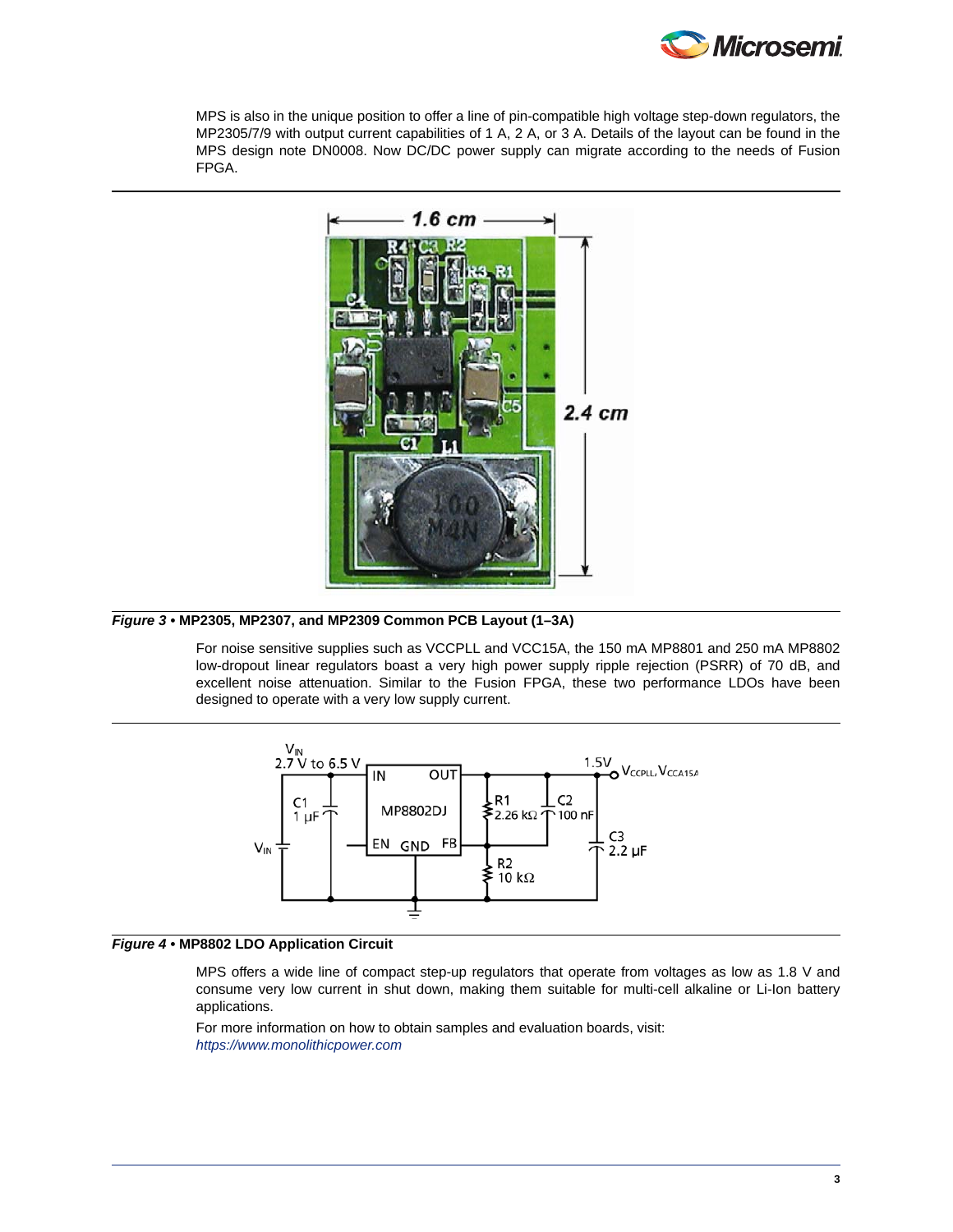MPS is also in the unique position to offer a line of pin-compatible high voltage step-down regulators, the MP2305/7/9 with output current capabilities of 1 A, 2 A, or 3 A. Details of the layout can be found in the MPS design note DN0008. Now DC/DC power supply can migrate according to the needs of Fusion FPGA.

***Figure 3* • MP2305, MP2307, and MP2309 Common PCB Layout (1–3A)**

For noise sensitive supplies such as VCCPLL and VCC15A, the 150 mA MP8801 and 250 mA MP8802 low-dropout linear regulators boast a very high power supply ripple rejection (PSRR) of 70 dB, and excellent noise attenuation. Similar to the Fusion FPGA, these two performance LDOs have been designed to operate with a very low supply current.

***Figure 4* • MP8802 LDO Application Circuit**

MPS offers a wide line of compact step-up regulators that operate from voltages as low as 1.8 V and consume very low current in shut down, making them suitable for multi-cell alkaline or Li-Ion battery applications.

For more information on how to obtain samples and evaluation boards, visit:
*https://www.monolithicpower.com*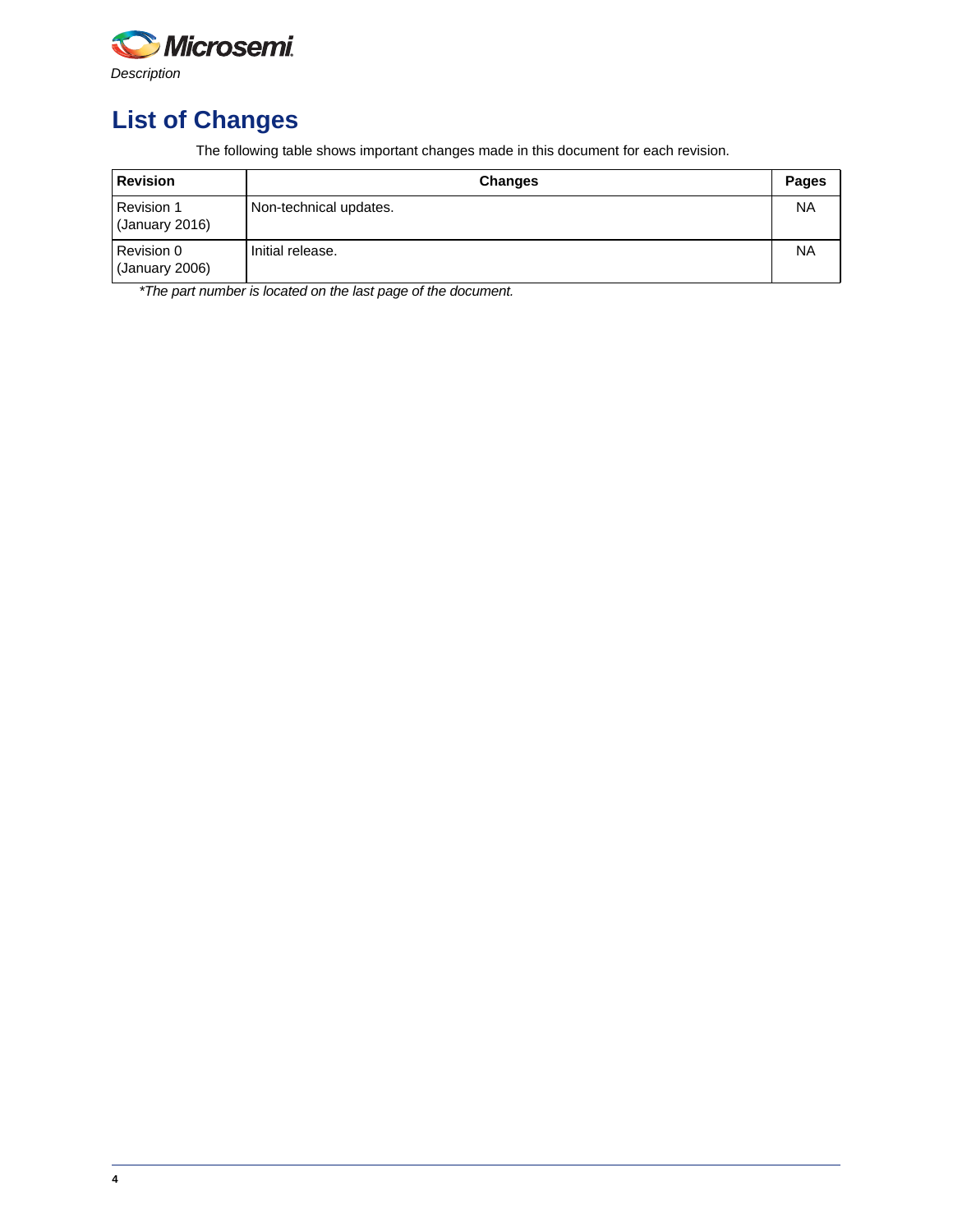# List of Changes

The following table shows important changes made in this document for each revision.

| Revision | Changes | Pages |
|---|---|---|
| Revision 1 (January 2016) | Non-technical updates. | NA |
| Revision 0 (January 2006) | Initial release. | NA |

*\*The part number is located on the last page of the document.*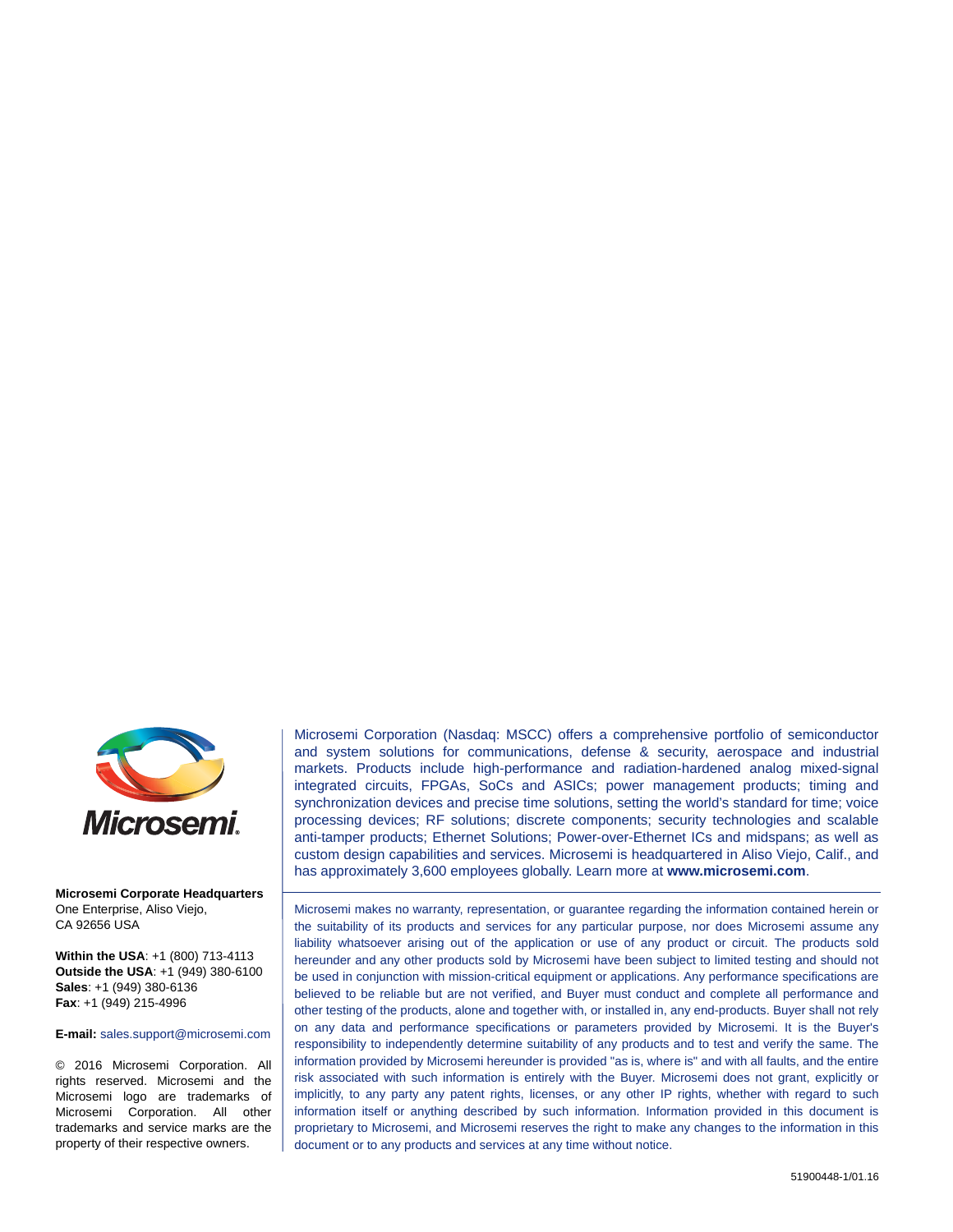Microsemi

**Microsemi Corporate Headquarters**
One Enterprise, Aliso Viejo,
CA 92656 USA

**Within the USA**: +1 (800) 713-4113
**Outside the USA**: +1 (949) 380-6100
**Sales**: +1 (949) 380-6136
**Fax**: +1 (949) 215-4996

**E-mail:** sales.support@microsemi.com

© 2016 Microsemi Corporation. All rights reserved. Microsemi and the Microsemi logo are trademarks of Microsemi Corporation. All other trademarks and service marks are the property of their respective owners.

Microsemi Corporation (Nasdaq: MSCC) offers a comprehensive portfolio of semiconductor and system solutions for communications, defense & security, aerospace and industrial markets. Products include high-performance and radiation-hardened analog mixed-signal integrated circuits, FPGAs, SoCs and ASICs; power management products; timing and synchronization devices and precise time solutions, setting the world's standard for time; voice processing devices; RF solutions; discrete components; security technologies and scalable anti-tamper products; Ethernet Solutions; Power-over-Ethernet ICs and midspans; as well as custom design capabilities and services. Microsemi is headquartered in Aliso Viejo, Calif., and has approximately 3,600 employees globally. Learn more at **www.microsemi.com**.

Microsemi makes no warranty, representation, or guarantee regarding the information contained herein or the suitability of its products and services for any particular purpose, nor does Microsemi assume any liability whatsoever arising out of the application or use of any product or circuit. The products sold hereunder and any other products sold by Microsemi have been subject to limited testing and should not be used in conjunction with mission-critical equipment or applications. Any performance specifications are believed to be reliable but are not verified, and Buyer must conduct and complete all performance and other testing of the products, alone and together with, or installed in, any end-products. Buyer shall not rely on any data and performance specifications or parameters provided by Microsemi. It is the Buyer's responsibility to independently determine suitability of any products and to test and verify the same. The information provided by Microsemi hereunder is provided "as is, where is" and with all faults, and the entire risk associated with such information is entirely with the Buyer. Microsemi does not grant, explicitly or implicitly, to any party any patent rights, licenses, or any other IP rights, whether with regard to such information itself or anything described by such information. Information provided in this document is proprietary to Microsemi, and Microsemi reserves the right to make any changes to the information in this document or to any products and services at any time without notice.

51900448-1/01.16